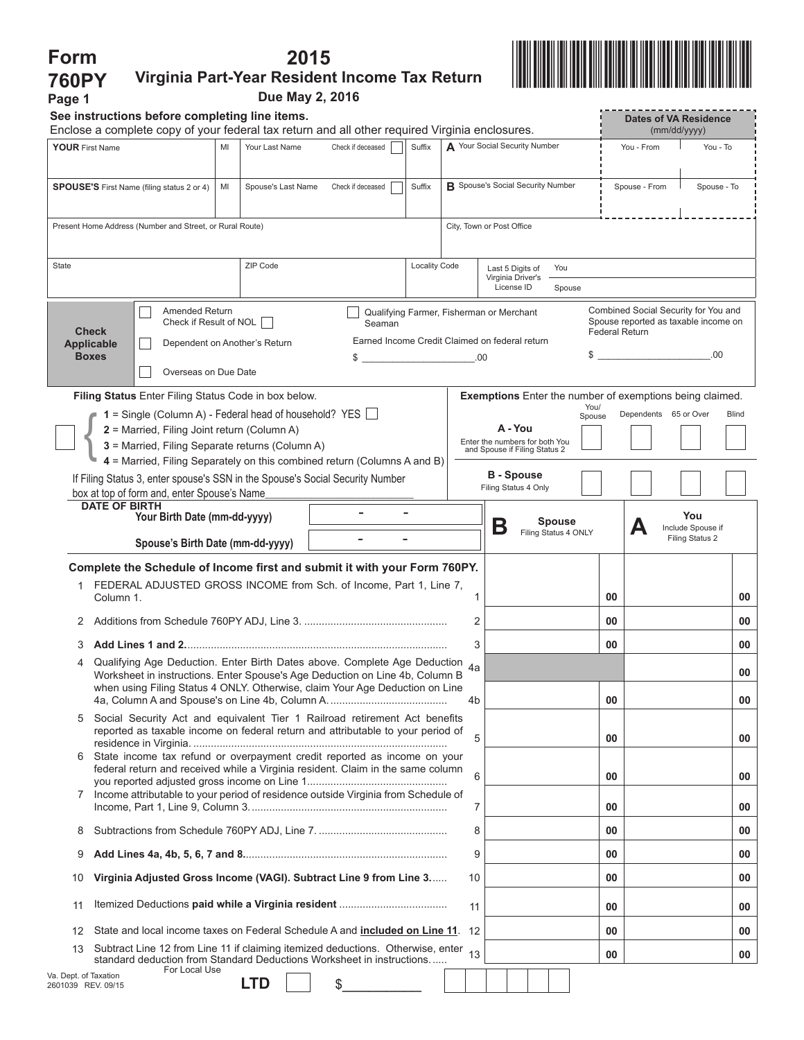# Form 760PY
Page 1

## 2015 Virginia Part-Year Resident Income Tax Return

**Due May 2, 2016**

**See instructions before completing line items.**
Enclose a complete copy of your federal tax return and all other required Virginia enclosures.

| | | | | | | |
|---|---|---|---|---|---|---|
| **YOUR** First Name | MI | Your Last Name | Check if deceased ☐ | Suffix | **A** Your Social Security Number | **Dates of VA Residence** (mm/dd/yyyy) You - From / You - To |
| **SPOUSE'S** First Name (filing status 2 or 4) | MI | Spouse's Last Name | Check if deceased ☐ | Suffix | **B** Spouse's Social Security Number | Spouse - From / Spouse - To |
| Present Home Address (Number and Street, or Rural Route) | | | | | City, Town or Post Office | |
| State | | ZIP Code | | Locality Code | Last 5 Digits of Virginia Driver's License ID — You / Spouse | |

**Check Applicable Boxes**

- ☐ Amended Return — Check if Result of NOL ☐
- ☐ Dependent on Another's Return
- ☐ Overseas on Due Date
- ☐ Qualifying Farmer, Fisherman or Merchant Seaman
- Earned Income Credit Claimed on federal return $ ____________________.00
- Combined Social Security for You and Spouse reported as taxable income on Federal Return $ ____________________.00

**Filing Status** Enter Filing Status Code in box below.

- **1** = Single (Column A) - Federal head of household? YES ☐
- **2** = Married, Filing Joint return (Column A)
- **3** = Married, Filing Separate returns (Column A)
- **4** = Married, Filing Separately on this combined return (Columns A and B)

If Filing Status 3, enter spouse's SSN in the Spouse's Social Security Number box at top of form and, enter Spouse's Name____________________

**Exemptions** Enter the number of exemptions being claimed.

| | You/ Spouse | Dependents | 65 or Over | Blind |
|---|---|---|---|---|
| **A - You** Enter the numbers for both You and Spouse if Filing Status 2 | | | | |
| **B - Spouse** Filing Status 4 Only | | | | |

**DATE OF BIRTH**
**Your Birth Date (mm-dd-yyyy)** ____ - ____ - ____
**Spouse's Birth Date (mm-dd-yyyy)** ____ - ____ - ____

**Complete the Schedule of Income first and submit it with your Form 760PY.**

| | | Line | **B** Spouse Filing Status 4 ONLY | **A** You Include Spouse if Filing Status 2 |
|---|---|---|---|---|
| 1 | FEDERAL ADJUSTED GROSS INCOME from Sch. of Income, Part 1, Line 7, Column 1. | 1 | 00 | 00 |
| 2 | Additions from Schedule 760PY ADJ, Line 3. | 2 | 00 | 00 |
| 3 | **Add Lines 1 and 2.** | 3 | 00 | 00 |
| 4 | Qualifying Age Deduction. Enter Birth Dates above. Complete Age Deduction Worksheet in instructions. Enter Spouse's Age Deduction on Line 4b, Column B when using Filing Status 4 ONLY. Otherwise, claim Your Age Deduction on Line 4a, Column A and Spouse's on Line 4b, Column A. | 4a | | 00 |
| | | 4b | 00 | 00 |
| 5 | Social Security Act and equivalent Tier 1 Railroad retirement Act benefits reported as taxable income on federal return and attributable to your period of residence in Virginia. | 5 | 00 | 00 |
| 6 | State income tax refund or overpayment credit reported as income on your federal return and received while a Virginia resident. Claim in the same column you reported adjusted gross income on Line 1 | 6 | 00 | 00 |
| 7 | Income attributable to your period of residence outside Virginia from Schedule of Income, Part 1, Line 9, Column 3. | 7 | 00 | 00 |
| 8 | Subtractions from Schedule 760PY ADJ, Line 7. | 8 | 00 | 00 |
| 9 | **Add Lines 4a, 4b, 5, 6, 7 and 8.** | 9 | 00 | 00 |
| 10 | **Virginia Adjusted Gross Income (VAGI). Subtract Line 9 from Line 3.** | 10 | 00 | 00 |
| 11 | Itemized Deductions **paid while a Virginia resident** | 11 | 00 | 00 |
| 12 | State and local income taxes on Federal Schedule A and **included on Line 11**. | 12 | 00 | 00 |
| 13 | Subtract Line 12 from Line 11 if claiming itemized deductions. Otherwise, enter standard deduction from Standard Deductions Worksheet in instructions. | 13 | 00 | 00 |

Va. Dept. of Taxation
2601039 REV. 09/15

For Local Use **LTD** ☐ $__________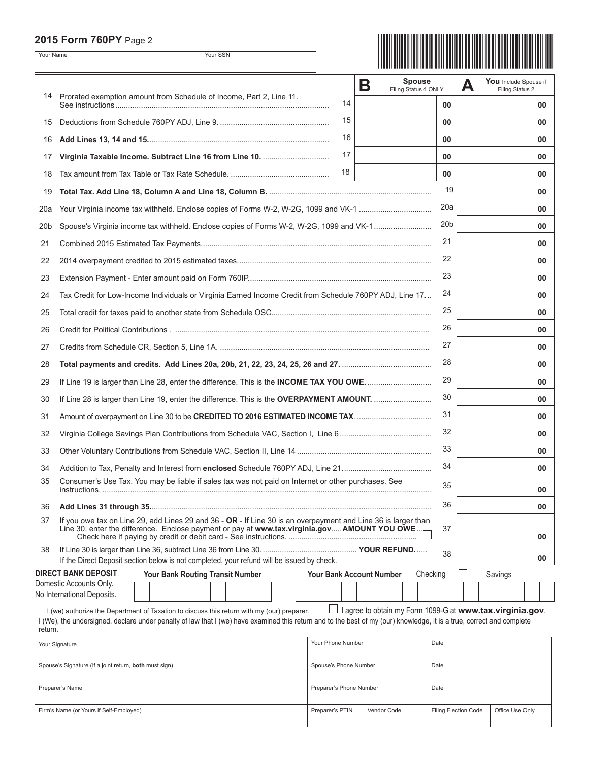## 2015 Form 760PY Page 2

| Your Name | Your SSN |
|---|---|
| | |

| | | | B Spouse Filing Status 4 ONLY | A You Include Spouse if Filing Status 2 |
|---|---|---|---|---|
| 14 | Prorated exemption amount from Schedule of Income, Part 2, Line 11. See instructions | 14 | 00 | 00 |
| 15 | Deductions from Schedule 760PY ADJ, Line 9. | 15 | 00 | 00 |
| 16 | **Add Lines 13, 14 and 15.** | 16 | 00 | 00 |
| 17 | **Virginia Taxable Income. Subtract Line 16 from Line 10.** | 17 | 00 | 00 |
| 18 | Tax amount from Tax Table or Tax Rate Schedule. | 18 | 00 | 00 |

| | | | |
|---|---|---|---|
| 19 | **Total Tax. Add Line 18, Column A and Line 18, Column B.** | 19 | 00 |
| 20a | Your Virginia income tax withheld. Enclose copies of Forms W-2, W-2G, 1099 and VK-1 | 20a | 00 |
| 20b | Spouse's Virginia income tax withheld. Enclose copies of Forms W-2, W-2G, 1099 and VK-1 | 20b | 00 |
| 21 | Combined 2015 Estimated Tax Payments | 21 | 00 |
| 22 | 2014 overpayment credited to 2015 estimated taxes | 22 | 00 |
| 23 | Extension Payment - Enter amount paid on Form 760IP | 23 | 00 |
| 24 | Tax Credit for Low-Income Individuals or Virginia Earned Income Credit from Schedule 760PY ADJ, Line 17 | 24 | 00 |
| 25 | Total credit for taxes paid to another state from Schedule OSC | 25 | 00 |
| 26 | Credit for Political Contributions . | 26 | 00 |
| 27 | Credits from Schedule CR, Section 5, Line 1A. | 27 | 00 |
| 28 | **Total payments and credits. Add Lines 20a, 20b, 21, 22, 23, 24, 25, 26 and 27.** | 28 | 00 |
| 29 | If Line 19 is larger than Line 28, enter the difference. This is the **INCOME TAX YOU OWE.** | 29 | 00 |
| 30 | If Line 28 is larger than Line 19, enter the difference. This is the **OVERPAYMENT AMOUNT.** | 30 | 00 |
| 31 | Amount of overpayment on Line 30 to be **CREDITED TO 2016 ESTIMATED INCOME TAX**. | 31 | 00 |
| 32 | Virginia College Savings Plan Contributions from Schedule VAC, Section I, Line 6 | 32 | 00 |
| 33 | Other Voluntary Contributions from Schedule VAC, Section II, Line 14 | 33 | 00 |
| 34 | Addition to Tax, Penalty and Interest from **enclosed** Schedule 760PY ADJ, Line 21 | 34 | 00 |
| 35 | Consumer's Use Tax. You may be liable if sales tax was not paid on Internet or other purchases. See instructions. | 35 | 00 |
| 36 | **Add Lines 31 through 35.** | 36 | 00 |
| 37 | If you owe tax on Line 29, add Lines 29 and 36 - **OR** - If Line 30 is an overpayment and Line 36 is larger than Line 30, enter the difference. Enclose payment or pay at **www.tax.virginia.gov** ..... **AMOUNT YOU OWE** ☐ Check here if paying by credit or debit card - See instructions. | 37 | 00 |
| 38 | If Line 30 is larger than Line 36, subtract Line 36 from Line 30. **YOUR REFUND.** If the Direct Deposit section below is not completed, your refund will be issued by check. | 38 | 00 |

**DIRECT BANK DEPOSIT** Domestic Accounts Only. No International Deposits.

**Your Bank Routing Transit Number** | **Your Bank Account Number** | Checking ☐ | Savings ☐

☐ I (we) authorize the Department of Taxation to discuss this return with my (our) preparer. ☐ I agree to obtain my Form 1099-G at **www.tax.virginia.gov**.

I (We), the undersigned, declare under penalty of law that I (we) have examined this return and to the best of my (our) knowledge, it is a true, correct and complete return.

| Your Signature | Your Phone Number | | Date | |
|---|---|---|---|---|
| Spouse's Signature (If a joint return, **both** must sign) | Spouse's Phone Number | | Date | |
| Preparer's Name | Preparer's Phone Number | | Date | |
| Firm's Name (or Yours if Self-Employed) | Preparer's PTIN | Vendor Code | Filing Election Code | Office Use Only |